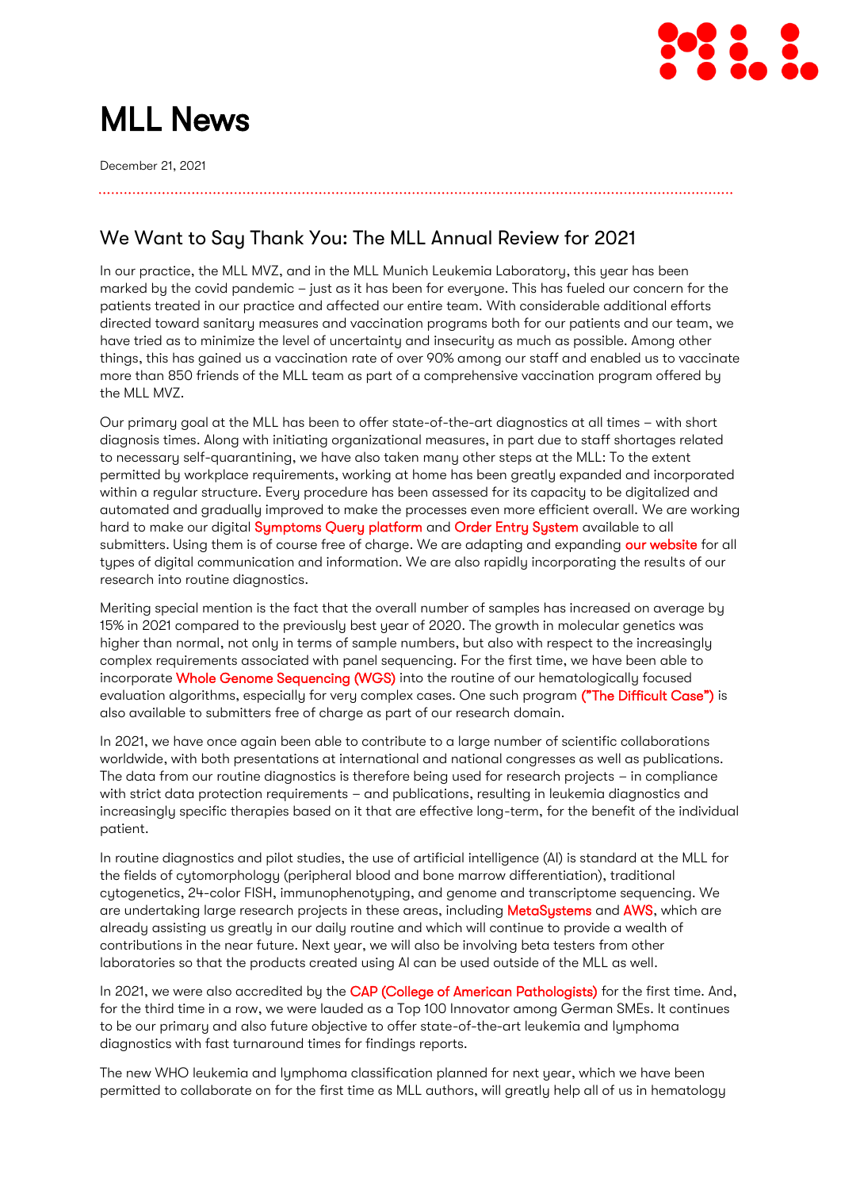# MLL News

December 21, 2021

## We Want to Say Thank You: The MLL Annual Review for 2021

In our practice, the MLL MVZ, and in the MLL Munich Leukemia Laboratory, this year has been marked by the covid pandemic – just as it has been for everyone. This has fueled our concern for the patients treated in our practice and affected our entire team. With considerable additional efforts directed toward sanitary measures and vaccination programs both for our patients and our team, we have tried as to minimize the level of uncertainty and insecurity as much as possible. Among other things, this has gained us a vaccination rate of over 90% among our staff and enabled us to vaccinate more than 850 friends of the MLL team as part of a comprehensive vaccination program offered by the MLL MVZ.

Our primary goal at the MLL has been to offer state-of-the-art diagnostics at all times – with short diagnosis times. Along with initiating organizational measures, in part due to staff shortages related to necessary self-quarantining, we have also taken many other steps at the MLL: To the extent permitted by workplace requirements, working at home has been greatly expanded and incorporated within a regular structure. Every procedure has been assessed for its capacity to be digitalized and automated and gradually improved to make the processes even more efficient overall. We are working hard to make our digital Symptoms Query platform and Order Entry System available to all submitters. Using them is of course free of charge. We are adapting and expanding our website for all types of digital communication and information. We are also rapidly incorporating the results of our research into routine diagnostics.

Meriting special mention is the fact that the overall number of samples has increased on average by 15% in 2021 compared to the previously best year of 2020. The growth in molecular genetics was higher than normal, not only in terms of sample numbers, but also with respect to the increasingly complex requirements associated with panel sequencing. For the first time, we have been able to incorporate Whole Genome Sequencing (WGS) into the routine of our hematologically focused evaluation algorithms, especially for very complex cases. One such program ("The Difficult Case") is also available to submitters free of charge as part of our research domain.

In 2021, we have once again been able to contribute to a large number of scientific collaborations worldwide, with both presentations at international and national congresses as well as publications. The data from our routine diagnostics is therefore being used for research projects – in compliance with strict data protection requirements – and publications, resulting in leukemia diagnostics and increasingly specific therapies based on it that are effective long-term, for the benefit of the individual patient.

In routine diagnostics and pilot studies, the use of artificial intelligence (AI) is standard at the MLL for the fields of cytomorphology (peripheral blood and bone marrow differentiation), traditional cytogenetics, 24-color FISH, immunophenotyping, and genome and transcriptome sequencing. We are undertaking large research projects in these areas, including MetaSystems and AWS, which are already assisting us greatly in our daily routine and which will continue to provide a wealth of contributions in the near future. Next year, we will also be involving beta testers from other laboratories so that the products created using AI can be used outside of the MLL as well.

In 2021, we were also accredited by the CAP (College of American Pathologists) for the first time. And, for the third time in a row, we were lauded as a Top 100 Innovator among German SMEs. It continues to be our primary and also future objective to offer state-of-the-art leukemia and lymphoma diagnostics with fast turnaround times for findings reports.

The new WHO leukemia and lymphoma classification planned for next year, which we have been permitted to collaborate on for the first time as MLL authors, will greatly help all of us in hematology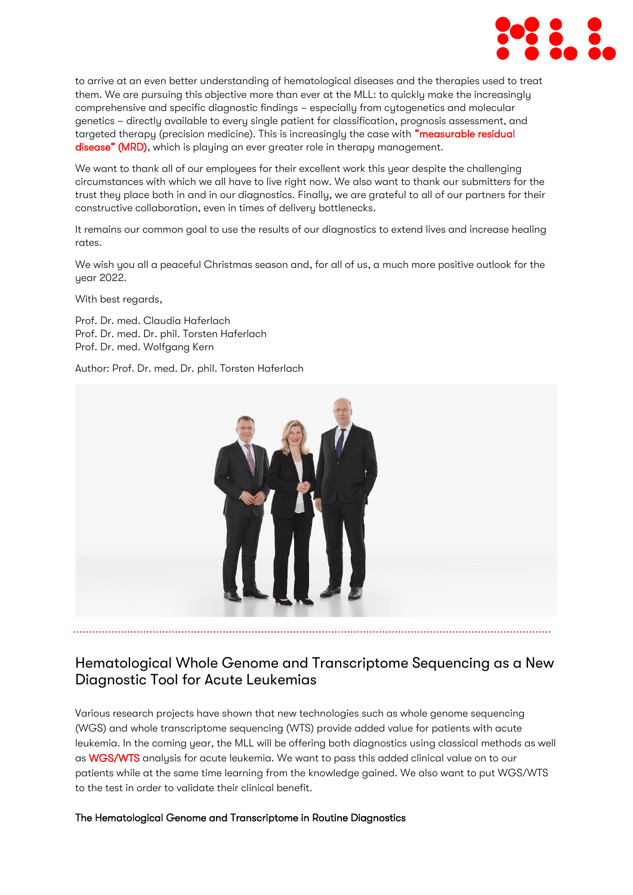to arrive at an even better understanding of hematological diseases and the therapies used to treat them. We are pursuing this objective more than ever at the MLL: to quickly make the increasingly comprehensive and specific diagnostic findings – especially from cytogenetics and molecular genetics – directly available to every single patient for classification, prognosis assessment, and targeted therapy (precision medicine). This is increasingly the case with "measurable residual disease" (MRD), which is playing an ever greater role in therapy management.

We want to thank all of our employees for their excellent work this year despite the challenging circumstances with which we all have to live right now. We also want to thank our submitters for the trust they place both in and in our diagnostics. Finally, we are grateful to all of our partners for their constructive collaboration, even in times of delivery bottlenecks.

It remains our common goal to use the results of our diagnostics to extend lives and increase healing rates.

We wish you all a peaceful Christmas season and, for all of us, a much more positive outlook for the year 2022.

With best regards,

Prof. Dr. med. Claudia Haferlach
Prof. Dr. med. Dr. phil. Torsten Haferlach
Prof. Dr. med. Wolfgang Kern

Author: Prof. Dr. med. Dr. phil. Torsten Haferlach

## Hematological Whole Genome and Transcriptome Sequencing as a New Diagnostic Tool for Acute Leukemias

Various research projects have shown that new technologies such as whole genome sequencing (WGS) and whole transcriptome sequencing (WTS) provide added value for patients with acute leukemia. In the coming year, the MLL will be offering both diagnostics using classical methods as well as WGS/WTS analysis for acute leukemia. We want to pass this added clinical value on to our patients while at the same time learning from the knowledge gained. We also want to put WGS/WTS to the test in order to validate their clinical benefit.

### The Hematological Genome and Transcriptome in Routine Diagnostics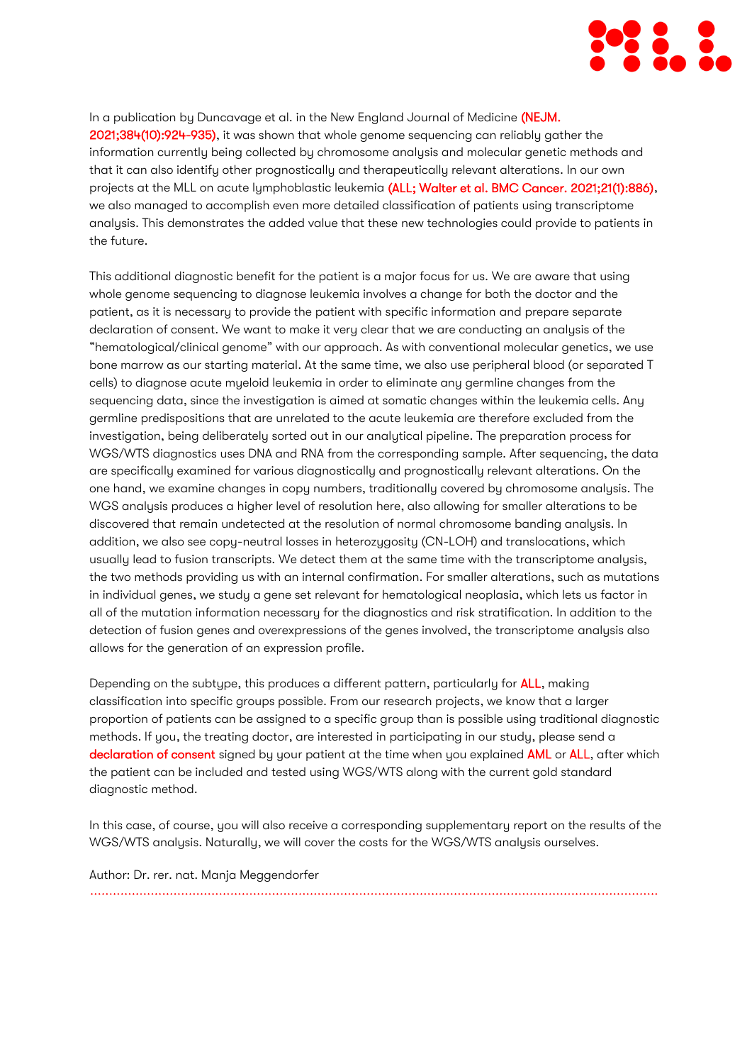In a publication by Duncavage et al. in the New England Journal of Medicine (NEJM. 2021;384(10):924-935), it was shown that whole genome sequencing can reliably gather the information currently being collected by chromosome analysis and molecular genetic methods and that it can also identify other prognostically and therapeutically relevant alterations. In our own projects at the MLL on acute lymphoblastic leukemia (ALL; Walter et al. BMC Cancer. 2021;21(1):886), we also managed to accomplish even more detailed classification of patients using transcriptome analysis. This demonstrates the added value that these new technologies could provide to patients in the future.

This additional diagnostic benefit for the patient is a major focus for us. We are aware that using whole genome sequencing to diagnose leukemia involves a change for both the doctor and the patient, as it is necessary to provide the patient with specific information and prepare separate declaration of consent. We want to make it very clear that we are conducting an analysis of the "hematological/clinical genome" with our approach. As with conventional molecular genetics, we use bone marrow as our starting material. At the same time, we also use peripheral blood (or separated T cells) to diagnose acute myeloid leukemia in order to eliminate any germline changes from the sequencing data, since the investigation is aimed at somatic changes within the leukemia cells. Any germline predispositions that are unrelated to the acute leukemia are therefore excluded from the investigation, being deliberately sorted out in our analytical pipeline. The preparation process for WGS/WTS diagnostics uses DNA and RNA from the corresponding sample. After sequencing, the data are specifically examined for various diagnostically and prognostically relevant alterations. On the one hand, we examine changes in copy numbers, traditionally covered by chromosome analysis. The WGS analysis produces a higher level of resolution here, also allowing for smaller alterations to be discovered that remain undetected at the resolution of normal chromosome banding analysis. In addition, we also see copy-neutral losses in heterozygosity (CN-LOH) and translocations, which usually lead to fusion transcripts. We detect them at the same time with the transcriptome analysis, the two methods providing us with an internal confirmation. For smaller alterations, such as mutations in individual genes, we study a gene set relevant for hematological neoplasia, which lets us factor in all of the mutation information necessary for the diagnostics and risk stratification. In addition to the detection of fusion genes and overexpressions of the genes involved, the transcriptome analysis also allows for the generation of an expression profile.

Depending on the subtype, this produces a different pattern, particularly for ALL, making classification into specific groups possible. From our research projects, we know that a larger proportion of patients can be assigned to a specific group than is possible using traditional diagnostic methods. If you, the treating doctor, are interested in participating in our study, please send a **declaration of consent** signed by your patient at the time when you explained AML or ALL, after which the patient can be included and tested using WGS/WTS along with the current gold standard diagnostic method.

In this case, of course, you will also receive a corresponding supplementary report on the results of the WGS/WTS analysis. Naturally, we will cover the costs for the WGS/WTS analysis ourselves.

Author: Dr. rer. nat. Manja Meggendorfer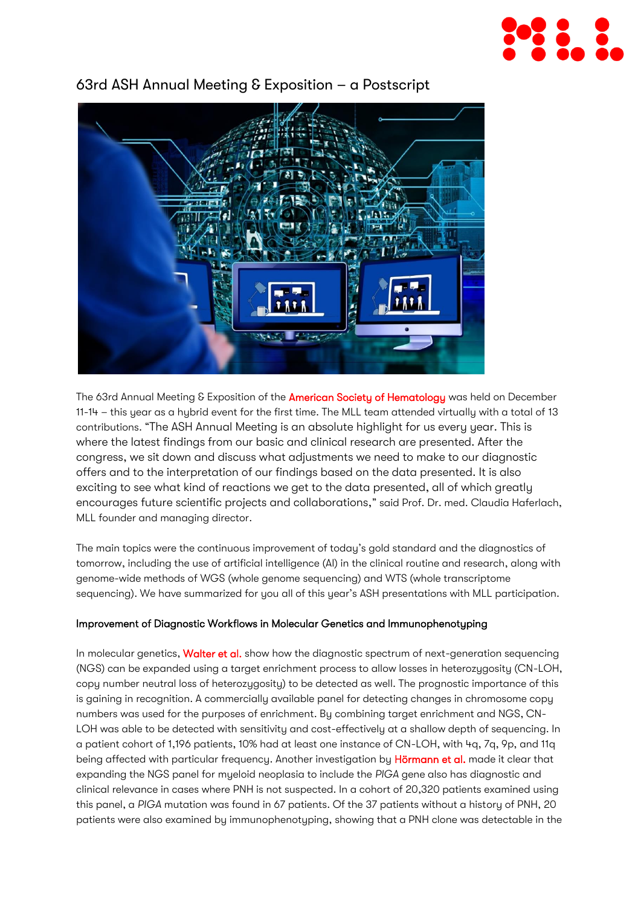# 63rd ASH Annual Meeting & Exposition – a Postscript

The 63rd Annual Meeting & Exposition of the American Society of Hematology was held on December 11-14 – this year as a hybrid event for the first time. The MLL team attended virtually with a total of 13 contributions. "The ASH Annual Meeting is an absolute highlight for us every year. This is where the latest findings from our basic and clinical research are presented. After the congress, we sit down and discuss what adjustments we need to make to our diagnostic offers and to the interpretation of our findings based on the data presented. It is also exciting to see what kind of reactions we get to the data presented, all of which greatly encourages future scientific projects and collaborations," said Prof. Dr. med. Claudia Haferlach, MLL founder and managing director.

The main topics were the continuous improvement of today's gold standard and the diagnostics of tomorrow, including the use of artificial intelligence (AI) in the clinical routine and research, along with genome-wide methods of WGS (whole genome sequencing) and WTS (whole transcriptome sequencing). We have summarized for you all of this year's ASH presentations with MLL participation.

### Improvement of Diagnostic Workflows in Molecular Genetics and Immunophenotyping

In molecular genetics, Walter et al. show how the diagnostic spectrum of next-generation sequencing (NGS) can be expanded using a target enrichment process to allow losses in heterozygosity (CN-LOH, copy number neutral loss of heterozygosity) to be detected as well. The prognostic importance of this is gaining in recognition. A commercially available panel for detecting changes in chromosome copy numbers was used for the purposes of enrichment. By combining target enrichment and NGS, CN-LOH was able to be detected with sensitivity and cost-effectively at a shallow depth of sequencing. In a patient cohort of 1,196 patients, 10% had at least one instance of CN-LOH, with 4q, 7q, 9p, and 11q being affected with particular frequency. Another investigation by Hörmann et al. made it clear that expanding the NGS panel for myeloid neoplasia to include the *PIGA* gene also has diagnostic and clinical relevance in cases where PNH is not suspected. In a cohort of 20,320 patients examined using this panel, a *PIGA* mutation was found in 67 patients. Of the 37 patients without a history of PNH, 20 patients were also examined by immunophenotyping, showing that a PNH clone was detectable in the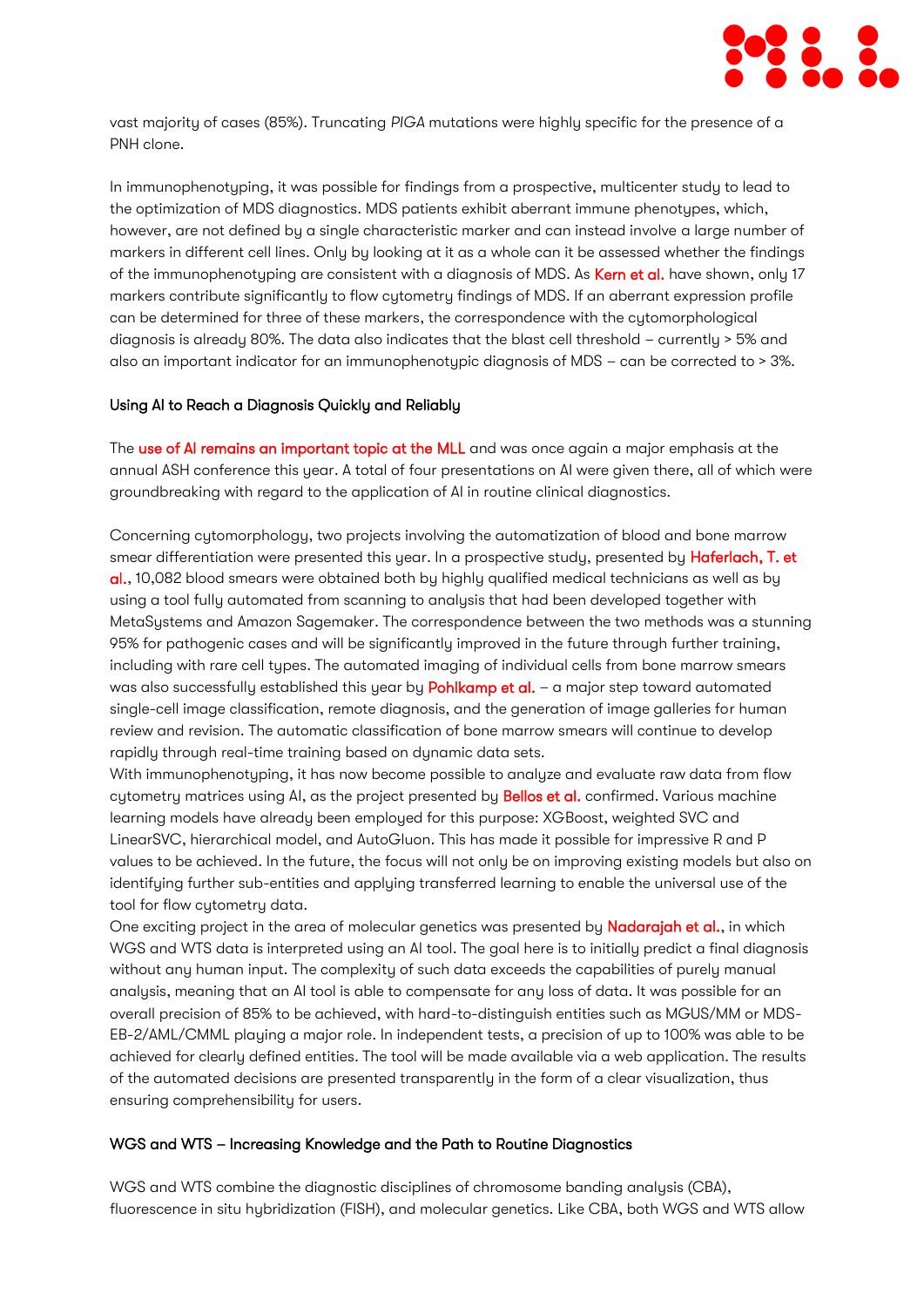vast majority of cases (85%). Truncating *PIGA* mutations were highly specific for the presence of a PNH clone.

In immunophenotyping, it was possible for findings from a prospective, multicenter study to lead to the optimization of MDS diagnostics. MDS patients exhibit aberrant immune phenotypes, which, however, are not defined by a single characteristic marker and can instead involve a large number of markers in different cell lines. Only by looking at it as a whole can it be assessed whether the findings of the immunophenotyping are consistent with a diagnosis of MDS. As Kern et al. have shown, only 17 markers contribute significantly to flow cytometry findings of MDS. If an aberrant expression profile can be determined for three of these markers, the correspondence with the cytomorphological diagnosis is already 80%. The data also indicates that the blast cell threshold – currently > 5% and also an important indicator for an immunophenotypic diagnosis of MDS – can be corrected to > 3%.

## Using AI to Reach a Diagnosis Quickly and Reliably

The use of AI remains an important topic at the MLL and was once again a major emphasis at the annual ASH conference this year. A total of four presentations on AI were given there, all of which were groundbreaking with regard to the application of AI in routine clinical diagnostics.

Concerning cytomorphology, two projects involving the automatization of blood and bone marrow smear differentiation were presented this year. In a prospective study, presented by Haferlach, T. et al., 10,082 blood smears were obtained both by highly qualified medical technicians as well as by using a tool fully automated from scanning to analysis that had been developed together with MetaSystems and Amazon Sagemaker. The correspondence between the two methods was a stunning 95% for pathogenic cases and will be significantly improved in the future through further training, including with rare cell types. The automated imaging of individual cells from bone marrow smears was also successfully established this year by Pohlkamp et al. – a major step toward automated single-cell image classification, remote diagnosis, and the generation of image galleries for human review and revision. The automatic classification of bone marrow smears will continue to develop rapidly through real-time training based on dynamic data sets.

With immunophenotyping, it has now become possible to analyze and evaluate raw data from flow cytometry matrices using AI, as the project presented by Bellos et al. confirmed. Various machine learning models have already been employed for this purpose: XGBoost, weighted SVC and LinearSVC, hierarchical model, and AutoGluon. This has made it possible for impressive R and P values to be achieved. In the future, the focus will not only be on improving existing models but also on identifying further sub-entities and applying transferred learning to enable the universal use of the tool for flow cytometry data.

One exciting project in the area of molecular genetics was presented by Nadarajah et al., in which WGS and WTS data is interpreted using an AI tool. The goal here is to initially predict a final diagnosis without any human input. The complexity of such data exceeds the capabilities of purely manual analysis, meaning that an AI tool is able to compensate for any loss of data. It was possible for an overall precision of 85% to be achieved, with hard-to-distinguish entities such as MGUS/MM or MDS-EB-2/AML/CMML playing a major role. In independent tests, a precision of up to 100% was able to be achieved for clearly defined entities. The tool will be made available via a web application. The results of the automated decisions are presented transparently in the form of a clear visualization, thus ensuring comprehensibility for users.

## WGS and WTS – Increasing Knowledge and the Path to Routine Diagnostics

WGS and WTS combine the diagnostic disciplines of chromosome banding analysis (CBA), fluorescence in situ hybridization (FISH), and molecular genetics. Like CBA, both WGS and WTS allow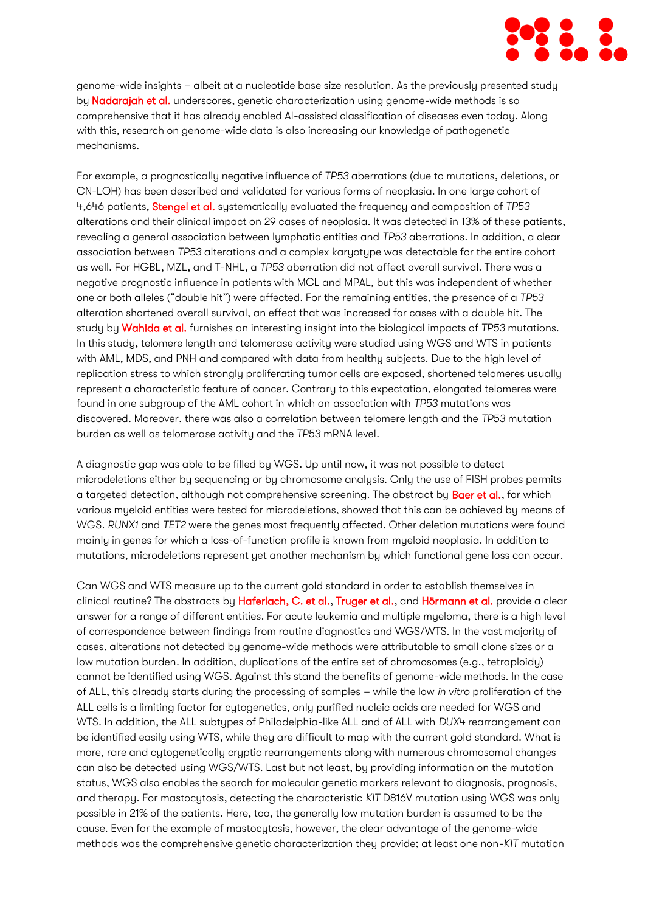genome-wide insights – albeit at a nucleotide base size resolution. As the previously presented study by Nadarajah et al. underscores, genetic characterization using genome-wide methods is so comprehensive that it has already enabled AI-assisted classification of diseases even today. Along with this, research on genome-wide data is also increasing our knowledge of pathogenetic mechanisms.

For example, a prognostically negative influence of *TP53* aberrations (due to mutations, deletions, or CN-LOH) has been described and validated for various forms of neoplasia. In one large cohort of 4,646 patients, Stengel et al. systematically evaluated the frequency and composition of *TP53* alterations and their clinical impact on 29 cases of neoplasia. It was detected in 13% of these patients, revealing a general association between lymphatic entities and *TP53* aberrations. In addition, a clear association between *TP53* alterations and a complex karyotype was detectable for the entire cohort as well. For HGBL, MZL, and T-NHL, a *TP53* aberration did not affect overall survival. There was a negative prognostic influence in patients with MCL and MPAL, but this was independent of whether one or both alleles ("double hit") were affected. For the remaining entities, the presence of a *TP53* alteration shortened overall survival, an effect that was increased for cases with a double hit. The study by Wahida et al. furnishes an interesting insight into the biological impacts of *TP53* mutations. In this study, telomere length and telomerase activity were studied using WGS and WTS in patients with AML, MDS, and PNH and compared with data from healthy subjects. Due to the high level of replication stress to which strongly proliferating tumor cells are exposed, shortened telomeres usually represent a characteristic feature of cancer. Contrary to this expectation, elongated telomeres were found in one subgroup of the AML cohort in which an association with *TP53* mutations was discovered. Moreover, there was also a correlation between telomere length and the *TP53* mutation burden as well as telomerase activity and the *TP53* mRNA level.

A diagnostic gap was able to be filled by WGS. Up until now, it was not possible to detect microdeletions either by sequencing or by chromosome analysis. Only the use of FISH probes permits a targeted detection, although not comprehensive screening. The abstract by Baer et al., for which various myeloid entities were tested for microdeletions, showed that this can be achieved by means of WGS. *RUNX1* and *TET2* were the genes most frequently affected. Other deletion mutations were found mainly in genes for which a loss-of-function profile is known from myeloid neoplasia. In addition to mutations, microdeletions represent yet another mechanism by which functional gene loss can occur.

Can WGS and WTS measure up to the current gold standard in order to establish themselves in clinical routine? The abstracts by Haferlach, C. et al., Truger et al., and Hörmann et al. provide a clear answer for a range of different entities. For acute leukemia and multiple myeloma, there is a high level of correspondence between findings from routine diagnostics and WGS/WTS. In the vast majority of cases, alterations not detected by genome-wide methods were attributable to small clone sizes or a low mutation burden. In addition, duplications of the entire set of chromosomes (e.g., tetraploidy) cannot be identified using WGS. Against this stand the benefits of genome-wide methods. In the case of ALL, this already starts during the processing of samples – while the low *in vitro* proliferation of the ALL cells is a limiting factor for cytogenetics, only purified nucleic acids are needed for WGS and WTS. In addition, the ALL subtypes of Philadelphia-like ALL and of ALL with *DUX4* rearrangement can be identified easily using WTS, while they are difficult to map with the current gold standard. What is more, rare and cytogenetically cryptic rearrangements along with numerous chromosomal changes can also be detected using WGS/WTS. Last but not least, by providing information on the mutation status, WGS also enables the search for molecular genetic markers relevant to diagnosis, prognosis, and therapy. For mastocytosis, detecting the characteristic *KIT* D816V mutation using WGS was only possible in 21% of the patients. Here, too, the generally low mutation burden is assumed to be the cause. Even for the example of mastocytosis, however, the clear advantage of the genome-wide methods was the comprehensive genetic characterization they provide; at least one non-*KIT* mutation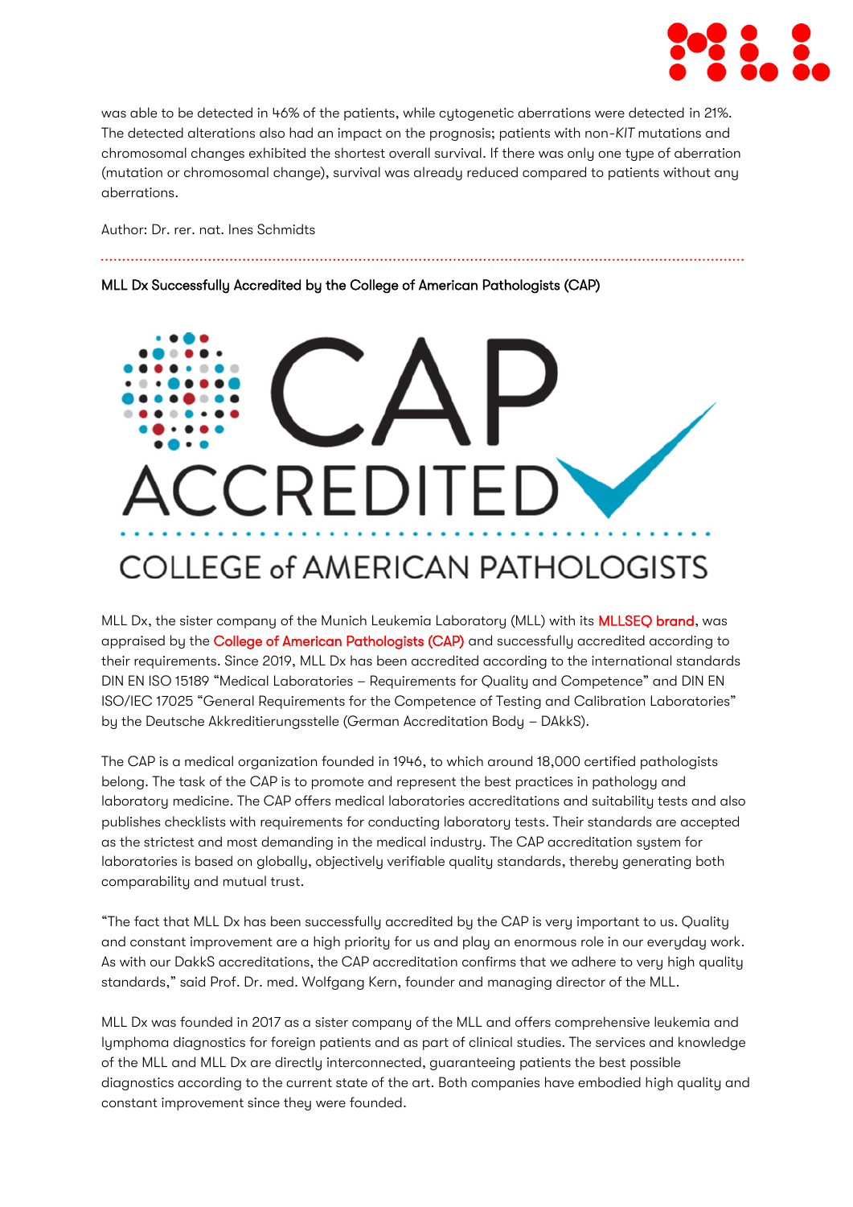was able to be detected in 46% of the patients, while cytogenetic aberrations were detected in 21%. The detected alterations also had an impact on the prognosis; patients with non-*KIT* mutations and chromosomal changes exhibited the shortest overall survival. If there was only one type of aberration (mutation or chromosomal change), survival was already reduced compared to patients without any aberrations.

Author: Dr. rer. nat. Ines Schmidts

---

## MLL Dx Successfully Accredited by the College of American Pathologists (CAP)

MLL Dx, the sister company of the Munich Leukemia Laboratory (MLL) with its MLLSEQ brand, was appraised by the College of American Pathologists (CAP) and successfully accredited according to their requirements. Since 2019, MLL Dx has been accredited according to the international standards DIN EN ISO 15189 "Medical Laboratories – Requirements for Quality and Competence" and DIN EN ISO/IEC 17025 "General Requirements for the Competence of Testing and Calibration Laboratories" by the Deutsche Akkreditierungsstelle (German Accreditation Body – DAkkS).

The CAP is a medical organization founded in 1946, to which around 18,000 certified pathologists belong. The task of the CAP is to promote and represent the best practices in pathology and laboratory medicine. The CAP offers medical laboratories accreditations and suitability tests and also publishes checklists with requirements for conducting laboratory tests. Their standards are accepted as the strictest and most demanding in the medical industry. The CAP accreditation system for laboratories is based on globally, objectively verifiable quality standards, thereby generating both comparability and mutual trust.

"The fact that MLL Dx has been successfully accredited by the CAP is very important to us. Quality and constant improvement are a high priority for us and play an enormous role in our everyday work. As with our DakkS accreditations, the CAP accreditation confirms that we adhere to very high quality standards," said Prof. Dr. med. Wolfgang Kern, founder and managing director of the MLL.

MLL Dx was founded in 2017 as a sister company of the MLL and offers comprehensive leukemia and lymphoma diagnostics for foreign patients and as part of clinical studies. The services and knowledge of the MLL and MLL Dx are directly interconnected, guaranteeing patients the best possible diagnostics according to the current state of the art. Both companies have embodied high quality and constant improvement since they were founded.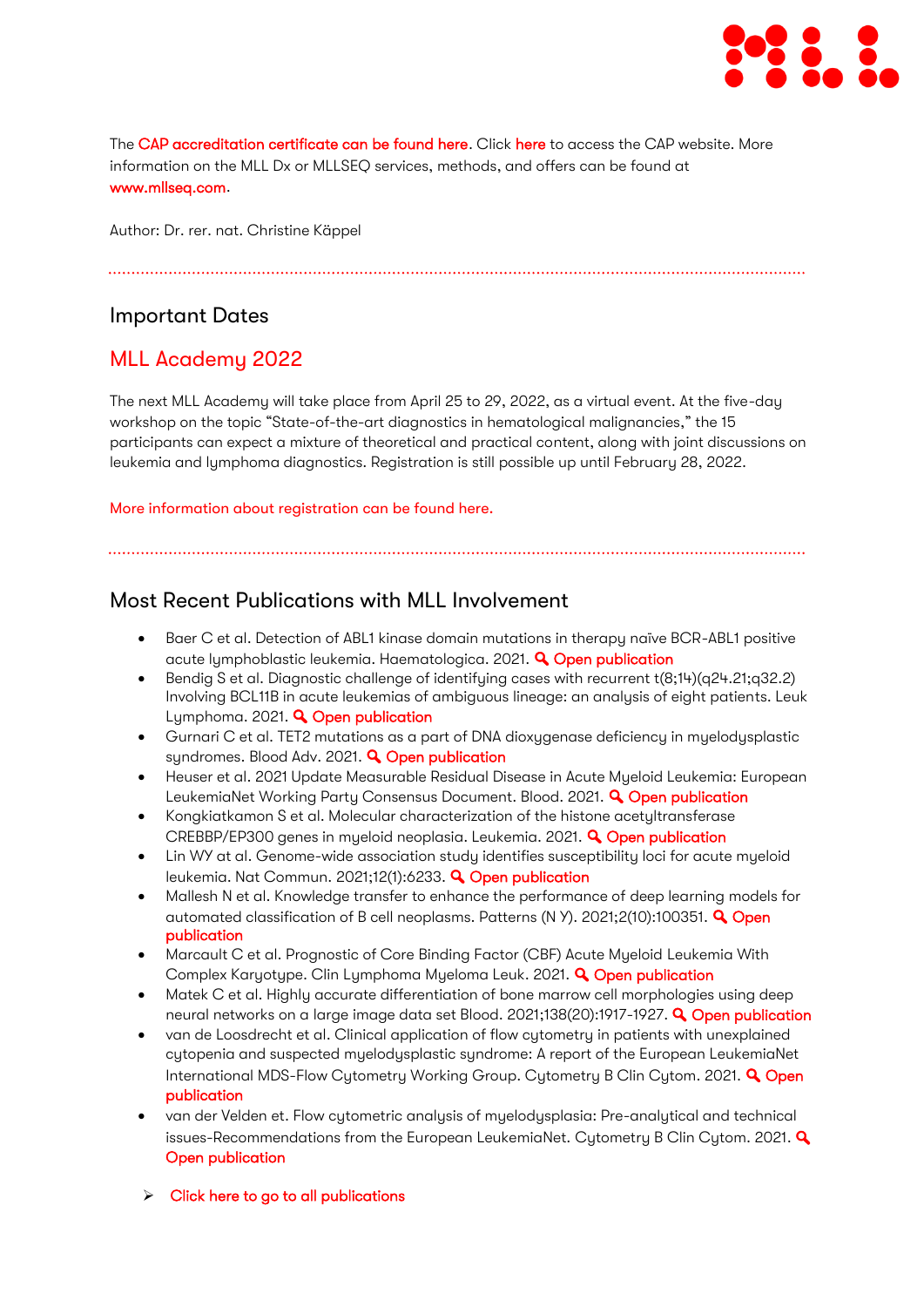The CAP accreditation certificate can be found here. Click here to access the CAP website. More information on the MLL Dx or MLLSEQ services, methods, and offers can be found at www.mllseq.com.

Author: Dr. rer. nat. Christine Käppel

## Important Dates

## MLL Academy 2022

The next MLL Academy will take place from April 25 to 29, 2022, as a virtual event. At the five-day workshop on the topic "State-of-the-art diagnostics in hematological malignancies," the 15 participants can expect a mixture of theoretical and practical content, along with joint discussions on leukemia and lymphoma diagnostics. Registration is still possible up until February 28, 2022.

More information about registration can be found here.

## Most Recent Publications with MLL Involvement

- Baer C et al. Detection of ABL1 kinase domain mutations in therapy naïve BCR-ABL1 positive acute lymphoblastic leukemia. Haematologica. 2021. Open publication
- Bendig S et al. Diagnostic challenge of identifying cases with recurrent t(8;14)(q24.21;q32.2) Involving BCL11B in acute leukemias of ambiguous lineage: an analysis of eight patients. Leuk Lymphoma. 2021. Open publication
- Gurnari C et al. TET2 mutations as a part of DNA dioxygenase deficiency in myelodysplastic syndromes. Blood Adv. 2021. Open publication
- Heuser et al. 2021 Update Measurable Residual Disease in Acute Myeloid Leukemia: European LeukemiaNet Working Party Consensus Document. Blood. 2021. Open publication
- Kongkiatkamon S et al. Molecular characterization of the histone acetyltransferase CREBBP/EP300 genes in myeloid neoplasia. Leukemia. 2021. Open publication
- Lin WY at al. Genome-wide association study identifies susceptibility loci for acute myeloid leukemia. Nat Commun. 2021;12(1):6233. Open publication
- Mallesh N et al. Knowledge transfer to enhance the performance of deep learning models for automated classification of B cell neoplasms. Patterns (N Y). 2021;2(10):100351. Open publication
- Marcault C et al. Prognostic of Core Binding Factor (CBF) Acute Myeloid Leukemia With Complex Karyotype. Clin Lymphoma Myeloma Leuk. 2021. Open publication
- Matek C et al. Highly accurate differentiation of bone marrow cell morphologies using deep neural networks on a large image data set Blood. 2021;138(20):1917-1927. Open publication
- van de Loosdrecht et al. Clinical application of flow cytometry in patients with unexplained cytopenia and suspected myelodysplastic syndrome: A report of the European LeukemiaNet International MDS-Flow Cytometry Working Group. Cytometry B Clin Cytom. 2021. Open publication
- van der Velden et. Flow cytometric analysis of myelodysplasia: Pre-analytical and technical issues-Recommendations from the European LeukemiaNet. Cytometry B Clin Cytom. 2021. Open publication

➢ Click here to go to all publications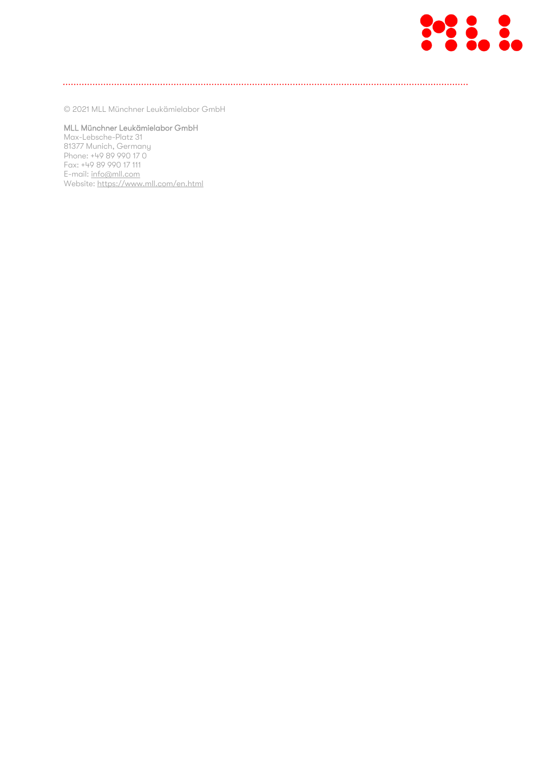© 2021 MLL Münchner Leukämielabor GmbH

MLL Münchner Leukämielabor GmbH
Max-Lebsche-Platz 31
81377 Munich, Germany
Phone: +49 89 990 17 0
Fax: +49 89 990 17 111
E-mail: info@mll.com
Website: https://www.mll.com/en.html